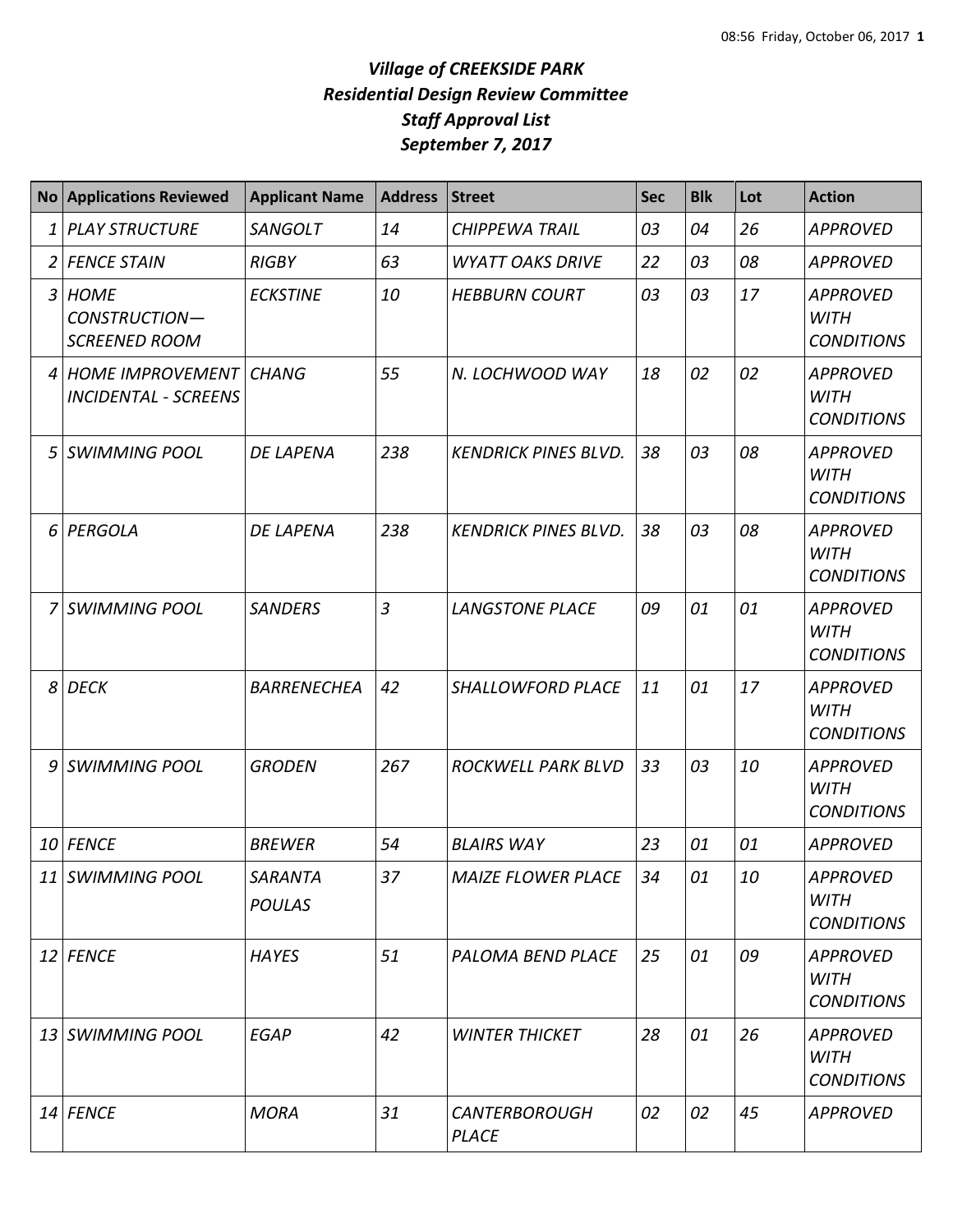# *Village of CREEKSIDE PARK*
## *Residential Design Review Committee*
## *Staff Approval List*
## *September 7, 2017*

| No | Applications Reviewed | Applicant Name | Address | Street | Sec | Blk | Lot | Action |
|---|---|---|---|---|---|---|---|---|
| 1 | *PLAY STRUCTURE* | *SANGOLT* | *14* | *CHIPPEWA TRAIL* | *03* | *04* | *26* | *APPROVED* |
| 2 | *FENCE STAIN* | *RIGBY* | *63* | *WYATT OAKS DRIVE* | *22* | *03* | *08* | *APPROVED* |
| 3 | *HOME CONSTRUCTION—SCREENED ROOM* | *ECKSTINE* | *10* | *HEBBURN COURT* | *03* | *03* | *17* | *APPROVED WITH CONDITIONS* |
| 4 | *HOME IMPROVEMENT INCIDENTAL - SCREENS* | *CHANG* | *55* | *N. LOCHWOOD WAY* | *18* | *02* | *02* | *APPROVED WITH CONDITIONS* |
| 5 | *SWIMMING POOL* | *DE LAPENA* | *238* | *KENDRICK PINES BLVD.* | *38* | *03* | *08* | *APPROVED WITH CONDITIONS* |
| 6 | *PERGOLA* | *DE LAPENA* | *238* | *KENDRICK PINES BLVD.* | *38* | *03* | *08* | *APPROVED WITH CONDITIONS* |
| 7 | *SWIMMING POOL* | *SANDERS* | *3* | *LANGSTONE PLACE* | *09* | *01* | *01* | *APPROVED WITH CONDITIONS* |
| 8 | *DECK* | *BARRENECHEA* | *42* | *SHALLOWFORD PLACE* | *11* | *01* | *17* | *APPROVED WITH CONDITIONS* |
| 9 | *SWIMMING POOL* | *GRODEN* | *267* | *ROCKWELL PARK BLVD* | *33* | *03* | *10* | *APPROVED WITH CONDITIONS* |
| 10 | *FENCE* | *BREWER* | *54* | *BLAIRS WAY* | *23* | *01* | *01* | *APPROVED* |
| 11 | *SWIMMING POOL* | *SARANTA POULAS* | *37* | *MAIZE FLOWER PLACE* | *34* | *01* | *10* | *APPROVED WITH CONDITIONS* |
| 12 | *FENCE* | *HAYES* | *51* | *PALOMA BEND PLACE* | *25* | *01* | *09* | *APPROVED WITH CONDITIONS* |
| 13 | *SWIMMING POOL* | *EGAP* | *42* | *WINTER THICKET* | *28* | *01* | *26* | *APPROVED WITH CONDITIONS* |
| 14 | *FENCE* | *MORA* | *31* | *CANTERBOROUGH PLACE* | *02* | *02* | *45* | *APPROVED* |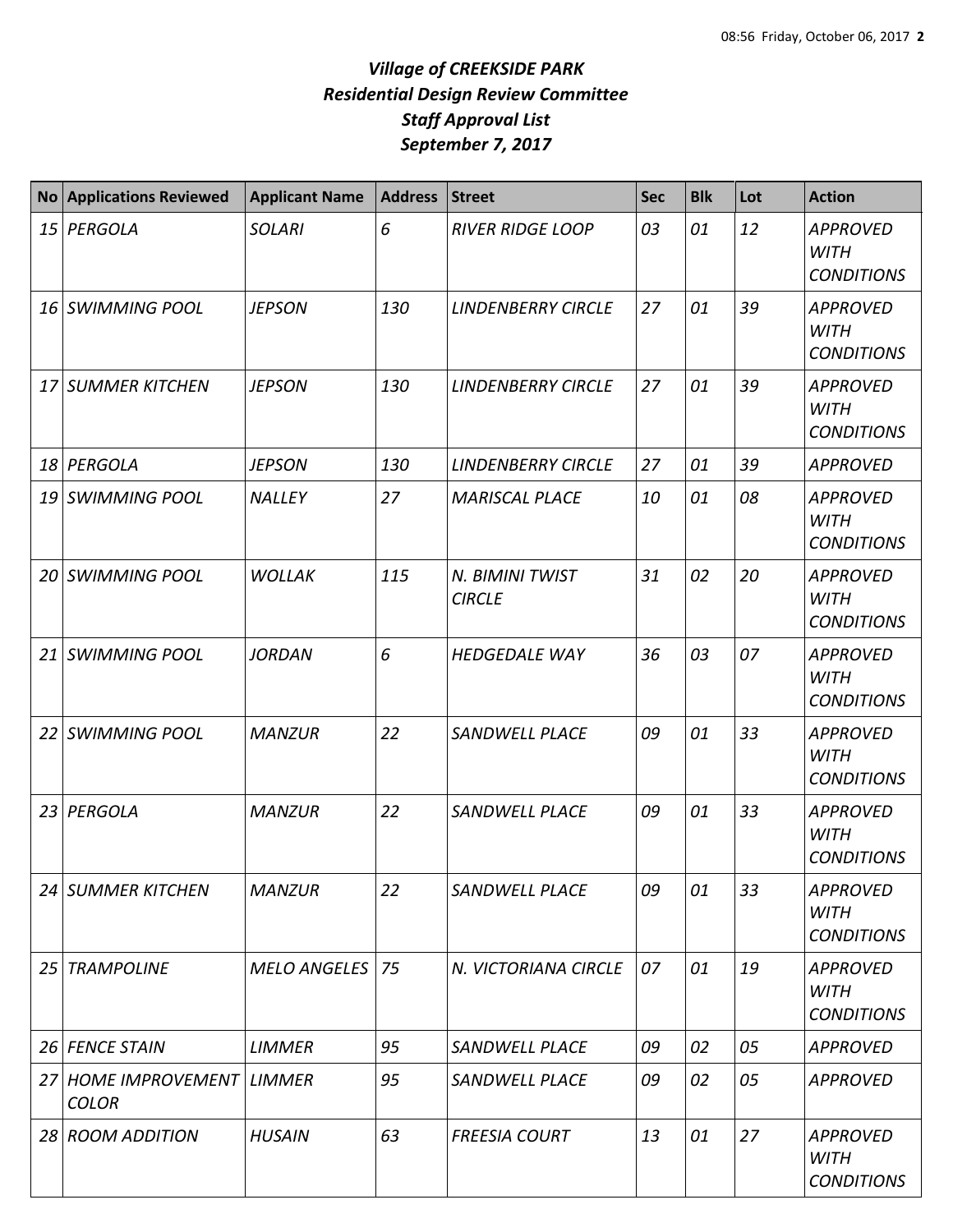# *Village of CREEKSIDE PARK*
## *Residential Design Review Committee*
## *Staff Approval List*
## *September 7, 2017*

| No | Applications Reviewed | Applicant Name | Address | Street | Sec | Blk | Lot | Action |
|---|---|---|---|---|---|---|---|---|
| 15 | PERGOLA | SOLARI | 6 | RIVER RIDGE LOOP | 03 | 01 | 12 | APPROVED WITH CONDITIONS |
| 16 | SWIMMING POOL | JEPSON | 130 | LINDENBERRY CIRCLE | 27 | 01 | 39 | APPROVED WITH CONDITIONS |
| 17 | SUMMER KITCHEN | JEPSON | 130 | LINDENBERRY CIRCLE | 27 | 01 | 39 | APPROVED WITH CONDITIONS |
| 18 | PERGOLA | JEPSON | 130 | LINDENBERRY CIRCLE | 27 | 01 | 39 | APPROVED |
| 19 | SWIMMING POOL | NALLEY | 27 | MARISCAL PLACE | 10 | 01 | 08 | APPROVED WITH CONDITIONS |
| 20 | SWIMMING POOL | WOLLAK | 115 | N. BIMINI TWIST CIRCLE | 31 | 02 | 20 | APPROVED WITH CONDITIONS |
| 21 | SWIMMING POOL | JORDAN | 6 | HEDGEDALE WAY | 36 | 03 | 07 | APPROVED WITH CONDITIONS |
| 22 | SWIMMING POOL | MANZUR | 22 | SANDWELL PLACE | 09 | 01 | 33 | APPROVED WITH CONDITIONS |
| 23 | PERGOLA | MANZUR | 22 | SANDWELL PLACE | 09 | 01 | 33 | APPROVED WITH CONDITIONS |
| 24 | SUMMER KITCHEN | MANZUR | 22 | SANDWELL PLACE | 09 | 01 | 33 | APPROVED WITH CONDITIONS |
| 25 | TRAMPOLINE | MELO ANGELES | 75 | N. VICTORIANA CIRCLE | 07 | 01 | 19 | APPROVED WITH CONDITIONS |
| 26 | FENCE STAIN | LIMMER | 95 | SANDWELL PLACE | 09 | 02 | 05 | APPROVED |
| 27 | HOME IMPROVEMENT COLOR | LIMMER | 95 | SANDWELL PLACE | 09 | 02 | 05 | APPROVED |
| 28 | ROOM ADDITION | HUSAIN | 63 | FREESIA COURT | 13 | 01 | 27 | APPROVED WITH CONDITIONS |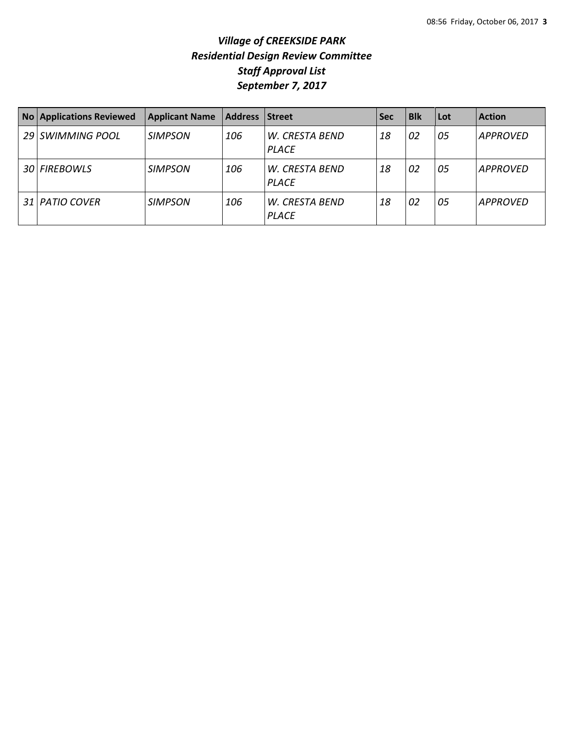# *Village of CREEKSIDE PARK*
# *Residential Design Review Committee*
# *Staff Approval List*
# *September 7, 2017*

| No | Applications Reviewed | Applicant Name | Address | Street | Sec | Blk | Lot | Action |
|---|---|---|---|---|---|---|---|---|
| *29* | *SWIMMING POOL* | *SIMPSON* | *106* | *W. CRESTA BEND PLACE* | *18* | *02* | *05* | *APPROVED* |
| *30* | *FIREBOWLS* | *SIMPSON* | *106* | *W. CRESTA BEND PLACE* | *18* | *02* | *05* | *APPROVED* |
| *31* | *PATIO COVER* | *SIMPSON* | *106* | *W. CRESTA BEND PLACE* | *18* | *02* | *05* | *APPROVED* |